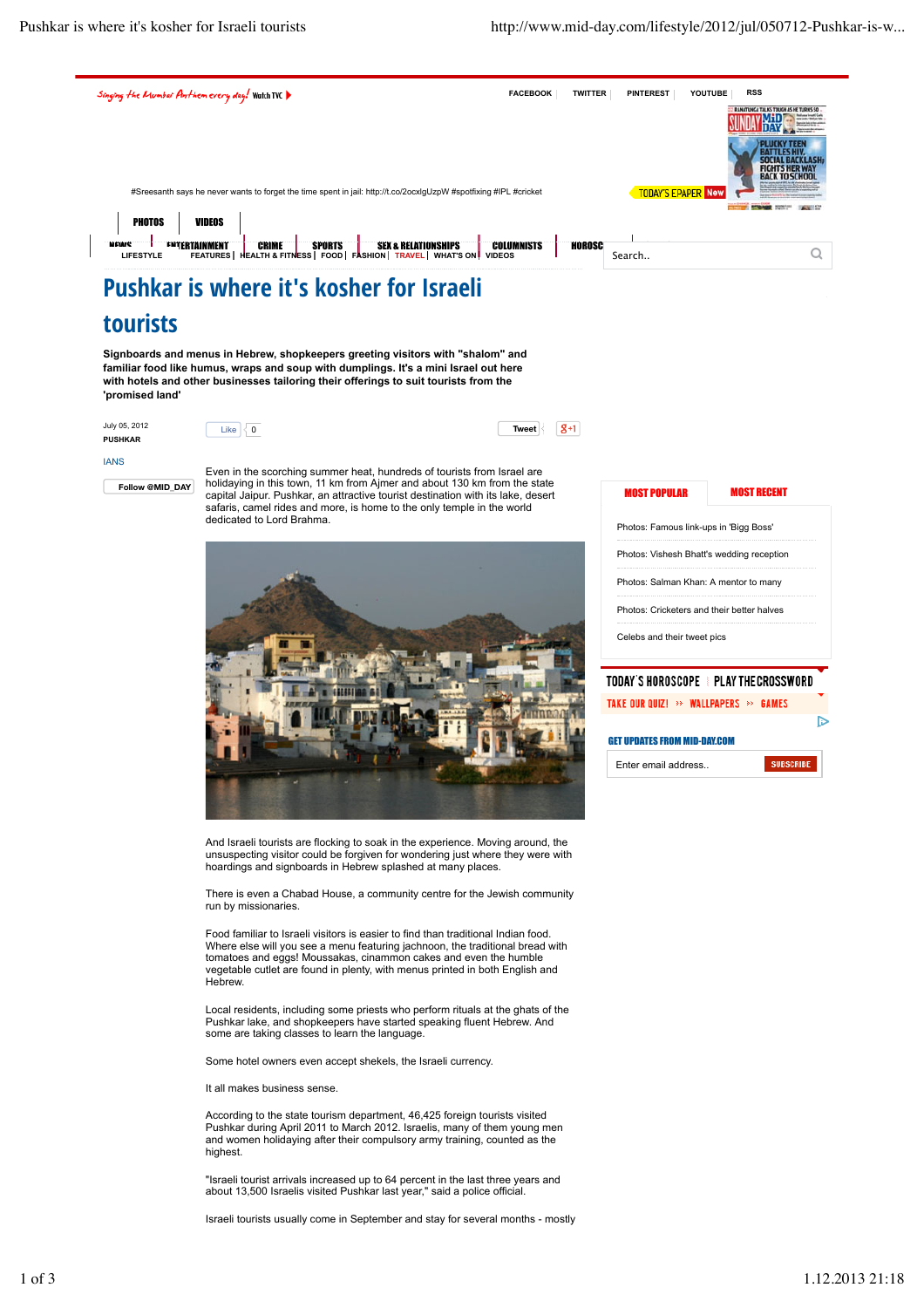# Pushkar is where it's kosher for Israeli tourists

**Signboards and menus in Hebrew, shopkeepers greeting visitors with "shalom" and familiar food like humus, wraps and soup with dumplings. It's a mini Israel out here with hotels and other businesses tailoring their offerings to suit tourists from the 'promised land'**

July 05, 2012
PUSHKAR

IANS

Even in the scorching summer heat, hundreds of tourists from Israel are holidaying in this town, 11 km from Ajmer and about 130 km from the state capital Jaipur. Pushkar, an attractive tourist destination with its lake, desert safaris, camel rides and more, is home to the only temple in the world dedicated to Lord Brahma.

And Israeli tourists are flocking to soak in the experience. Moving around, the unsuspecting visitor could be forgiven for wondering just where they were with hoardings and signboards in Hebrew splashed at many places.

There is even a Chabad House, a community centre for the Jewish community run by missionaries.

Food familiar to Israeli visitors is easier to find than traditional Indian food. Where else will you see a menu featuring jachnoon, the traditional bread with tomatoes and eggs! Moussakas, cinnamon cakes and even the humble vegetable cutlet are found in plenty, with menus printed in both English and Hebrew.

Local residents, including some priests who perform rituals at the ghats of the Pushkar lake, and shopkeepers have started speaking fluent Hebrew. And some are taking classes to learn the language.

Some hotel owners even accept shekels, the Israeli currency.

It all makes business sense.

According to the state tourism department, 46,425 foreign tourists visited Pushkar during April 2011 to March 2012. Israelis, many of them young men and women holidaying after their compulsory army training, counted as the highest.

"Israeli tourist arrivals increased up to 64 percent in the last three years and about 13,500 Israelis visited Pushkar last year," said a police official.

Israeli tourists usually come in September and stay for several months - mostly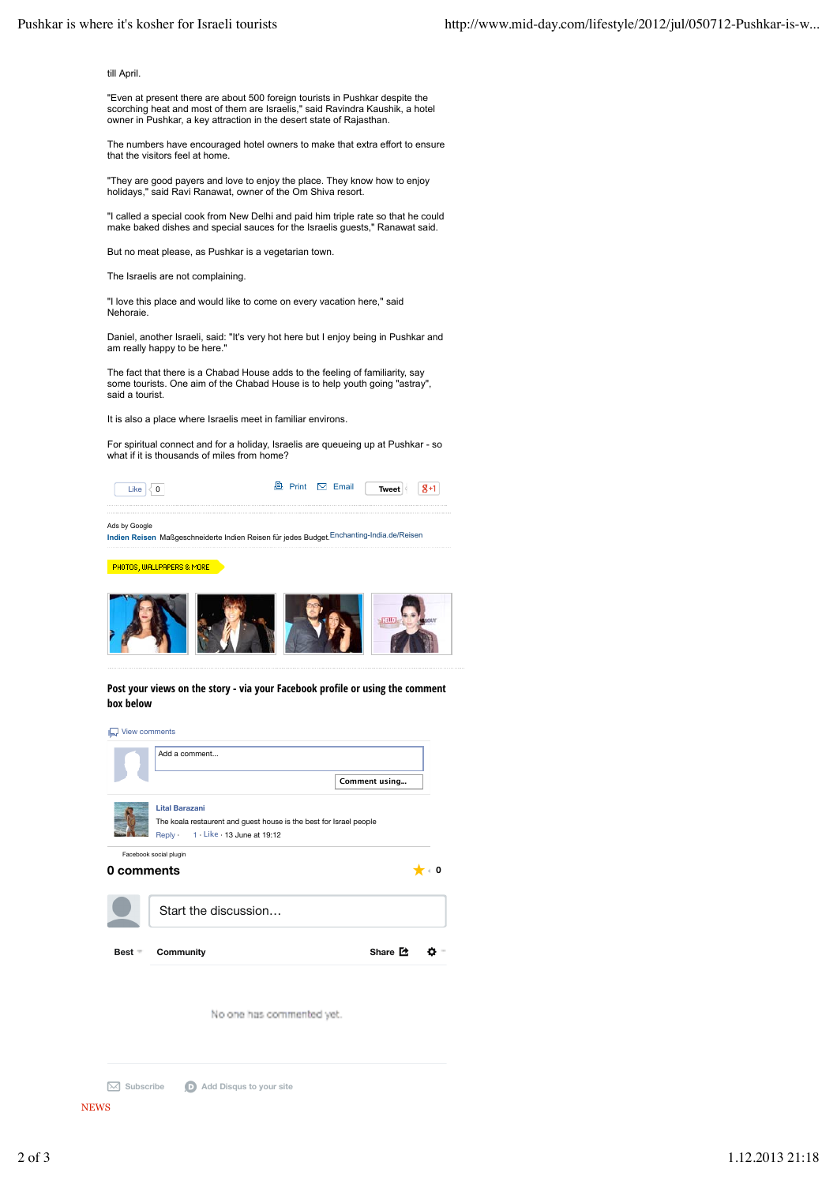till April.

"Even at present there are about 500 foreign tourists in Pushkar despite the scorching heat and most of them are Israelis," said Ravindra Kaushik, a hotel owner in Pushkar, a key attraction in the desert state of Rajasthan.

The numbers have encouraged hotel owners to make that extra effort to ensure that the visitors feel at home.

"They are good payers and love to enjoy the place. They know how to enjoy holidays," said Ravi Ranawat, owner of the Om Shiva resort.

"I called a special cook from New Delhi and paid him triple rate so that he could make baked dishes and special sauces for the Israelis guests," Ranawat said.

But no meat please, as Pushkar is a vegetarian town.

The Israelis are not complaining.

"I love this place and would like to come on every vacation here," said Nehoraie.

Daniel, another Israeli, said: "It's very hot here but I enjoy being in Pushkar and am really happy to be here."

The fact that there is a Chabad House adds to the feeling of familiarity, say some tourists. One aim of the Chabad House is to help youth going "astray", said a tourist.

It is also a place where Israelis meet in familiar environs.

For spiritual connect and for a holiday, Israelis are queueing up at Pushkar - so what if it is thousands of miles from home?

Like 0 Print Email Tweet +1

Ads by Google
**Indien Reisen** Maßgeschneiderte Indien Reisen für jedes Budget. Enchanting-India.de/Reisen

PHOTOS, WALLPAPERS & MORE

**Post your views on the story - via your Facebook profile or using the comment box below**

View comments

Add a comment...

Comment using...

**Lital Barazani**
The koala restaurant and guest house is the best for Israel people
Reply · 1 · Like · 13 June at 19:12

Facebook social plugin

## 0 comments

0

Start the discussion…

Best Community Share

No one has commented yet.

Subscribe Add Disqus to your site

NEWS